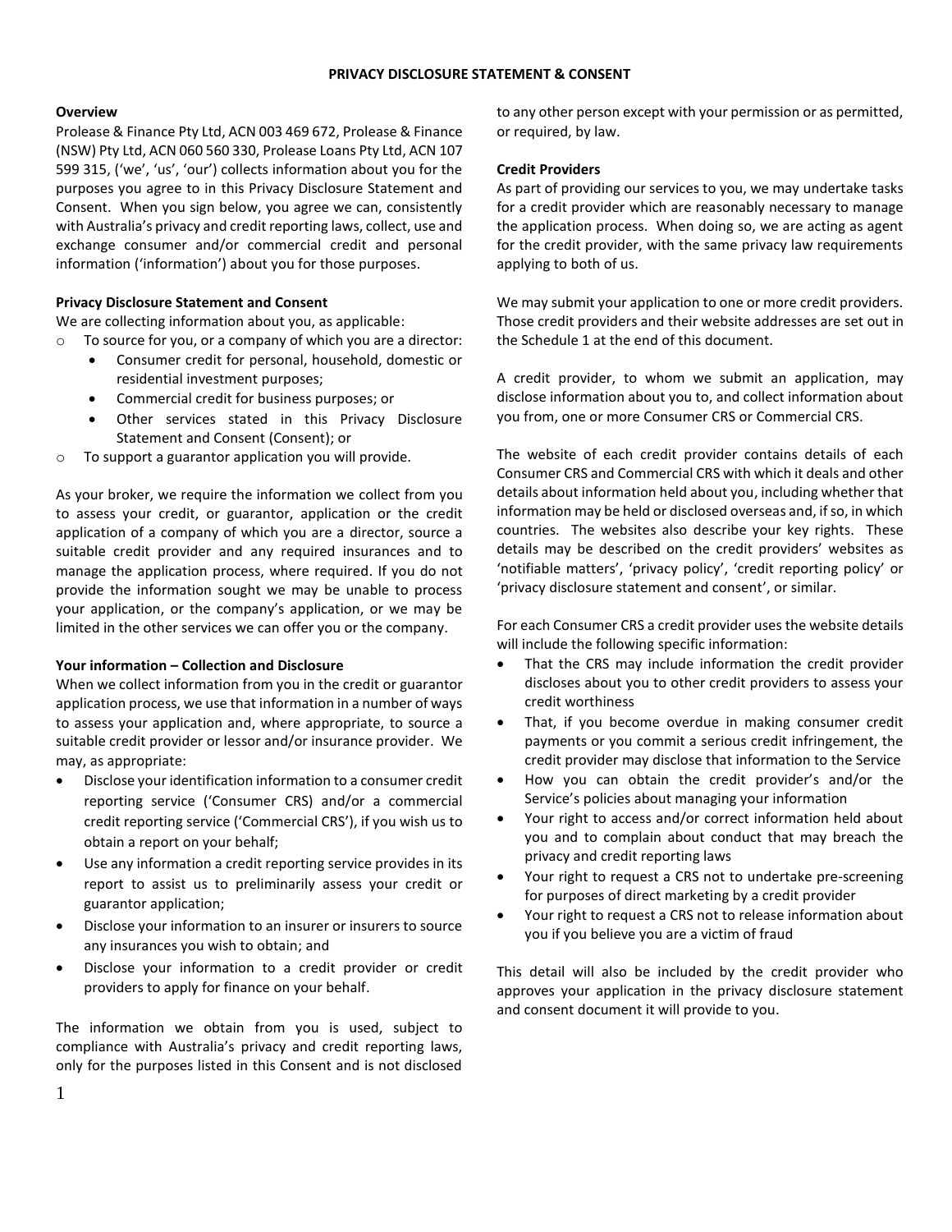# PRIVACY DISCLOSURE STATEMENT & CONSENT

**Overview**

Prolease & Finance Pty Ltd, ACN 003 469 672, Prolease & Finance (NSW) Pty Ltd, ACN 060 560 330, Prolease Loans Pty Ltd, ACN 107 599 315, ('we', 'us', 'our') collects information about you for the purposes you agree to in this Privacy Disclosure Statement and Consent. When you sign below, you agree we can, consistently with Australia's privacy and credit reporting laws, collect, use and exchange consumer and/or commercial credit and personal information ('information') about you for those purposes.

**Privacy Disclosure Statement and Consent**

We are collecting information about you, as applicable:

- To source for you, or a company of which you are a director:
  - Consumer credit for personal, household, domestic or residential investment purposes;
  - Commercial credit for business purposes; or
  - Other services stated in this Privacy Disclosure Statement and Consent (Consent); or
- To support a guarantor application you will provide.

As your broker, we require the information we collect from you to assess your credit, or guarantor, application or the credit application of a company of which you are a director, source a suitable credit provider and any required insurances and to manage the application process, where required. If you do not provide the information sought we may be unable to process your application, or the company's application, or we may be limited in the other services we can offer you or the company.

**Your information – Collection and Disclosure**

When we collect information from you in the credit or guarantor application process, we use that information in a number of ways to assess your application and, where appropriate, to source a suitable credit provider or lessor and/or insurance provider. We may, as appropriate:

- Disclose your identification information to a consumer credit reporting service ('Consumer CRS) and/or a commercial credit reporting service ('Commercial CRS'), if you wish us to obtain a report on your behalf;
- Use any information a credit reporting service provides in its report to assist us to preliminarily assess your credit or guarantor application;
- Disclose your information to an insurer or insurers to source any insurances you wish to obtain; and
- Disclose your information to a credit provider or credit providers to apply for finance on your behalf.

The information we obtain from you is used, subject to compliance with Australia's privacy and credit reporting laws, only for the purposes listed in this Consent and is not disclosed to any other person except with your permission or as permitted, or required, by law.

**Credit Providers**

As part of providing our services to you, we may undertake tasks for a credit provider which are reasonably necessary to manage the application process. When doing so, we are acting as agent for the credit provider, with the same privacy law requirements applying to both of us.

We may submit your application to one or more credit providers. Those credit providers and their website addresses are set out in the Schedule 1 at the end of this document.

A credit provider, to whom we submit an application, may disclose information about you to, and collect information about you from, one or more Consumer CRS or Commercial CRS.

The website of each credit provider contains details of each Consumer CRS and Commercial CRS with which it deals and other details about information held about you, including whether that information may be held or disclosed overseas and, if so, in which countries. The websites also describe your key rights. These details may be described on the credit providers' websites as 'notifiable matters', 'privacy policy', 'credit reporting policy' or 'privacy disclosure statement and consent', or similar.

For each Consumer CRS a credit provider uses the website details will include the following specific information:

- That the CRS may include information the credit provider discloses about you to other credit providers to assess your credit worthiness
- That, if you become overdue in making consumer credit payments or you commit a serious credit infringement, the credit provider may disclose that information to the Service
- How you can obtain the credit provider's and/or the Service's policies about managing your information
- Your right to access and/or correct information held about you and to complain about conduct that may breach the privacy and credit reporting laws
- Your right to request a CRS not to undertake pre-screening for purposes of direct marketing by a credit provider
- Your right to request a CRS not to release information about you if you believe you are a victim of fraud

This detail will also be included by the credit provider who approves your application in the privacy disclosure statement and consent document it will provide to you.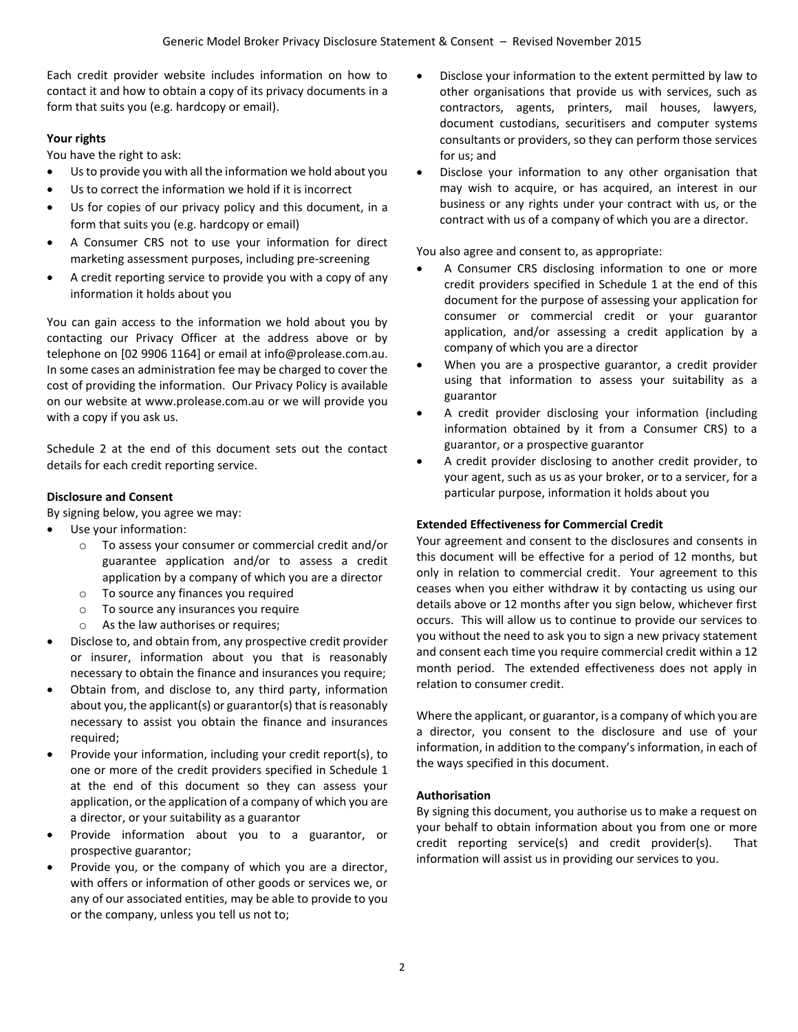Each credit provider website includes information on how to contact it and how to obtain a copy of its privacy documents in a form that suits you (e.g. hardcopy or email).

**Your rights**

You have the right to ask:

- Us to provide you with all the information we hold about you
- Us to correct the information we hold if it is incorrect
- Us for copies of our privacy policy and this document, in a form that suits you (e.g. hardcopy or email)
- A Consumer CRS not to use your information for direct marketing assessment purposes, including pre-screening
- A credit reporting service to provide you with a copy of any information it holds about you

You can gain access to the information we hold about you by contacting our Privacy Officer at the address above or by telephone on [02 9906 1164] or email at info@prolease.com.au. In some cases an administration fee may be charged to cover the cost of providing the information. Our Privacy Policy is available on our website at www.prolease.com.au or we will provide you with a copy if you ask us.

Schedule 2 at the end of this document sets out the contact details for each credit reporting service.

**Disclosure and Consent**

By signing below, you agree we may:

- Use your information:
  - To assess your consumer or commercial credit and/or guarantee application and/or to assess a credit application by a company of which you are a director
  - To source any finances you required
  - To source any insurances you require
  - As the law authorises or requires;
- Disclose to, and obtain from, any prospective credit provider or insurer, information about you that is reasonably necessary to obtain the finance and insurances you require;
- Obtain from, and disclose to, any third party, information about you, the applicant(s) or guarantor(s) that is reasonably necessary to assist you obtain the finance and insurances required;
- Provide your information, including your credit report(s), to one or more of the credit providers specified in Schedule 1 at the end of this document so they can assess your application, or the application of a company of which you are a director, or your suitability as a guarantor
- Provide information about you to a guarantor, or prospective guarantor;
- Provide you, or the company of which you are a director, with offers or information of other goods or services we, or any of our associated entities, may be able to provide to you or the company, unless you tell us not to;
- Disclose your information to the extent permitted by law to other organisations that provide us with services, such as contractors, agents, printers, mail houses, lawyers, document custodians, securitisers and computer systems consultants or providers, so they can perform those services for us; and
- Disclose your information to any other organisation that may wish to acquire, or has acquired, an interest in our business or any rights under your contract with us, or the contract with us of a company of which you are a director.

You also agree and consent to, as appropriate:

- A Consumer CRS disclosing information to one or more credit providers specified in Schedule 1 at the end of this document for the purpose of assessing your application for consumer or commercial credit or your guarantor application, and/or assessing a credit application by a company of which you are a director
- When you are a prospective guarantor, a credit provider using that information to assess your suitability as a guarantor
- A credit provider disclosing your information (including information obtained by it from a Consumer CRS) to a guarantor, or a prospective guarantor
- A credit provider disclosing to another credit provider, to your agent, such as us as your broker, or to a servicer, for a particular purpose, information it holds about you

**Extended Effectiveness for Commercial Credit**

Your agreement and consent to the disclosures and consents in this document will be effective for a period of 12 months, but only in relation to commercial credit. Your agreement to this ceases when you either withdraw it by contacting us using our details above or 12 months after you sign below, whichever first occurs. This will allow us to continue to provide our services to you without the need to ask you to sign a new privacy statement and consent each time you require commercial credit within a 12 month period. The extended effectiveness does not apply in relation to consumer credit.

Where the applicant, or guarantor, is a company of which you are a director, you consent to the disclosure and use of your information, in addition to the company's information, in each of the ways specified in this document.

**Authorisation**

By signing this document, you authorise us to make a request on your behalf to obtain information about you from one or more credit reporting service(s) and credit provider(s). That information will assist us in providing our services to you.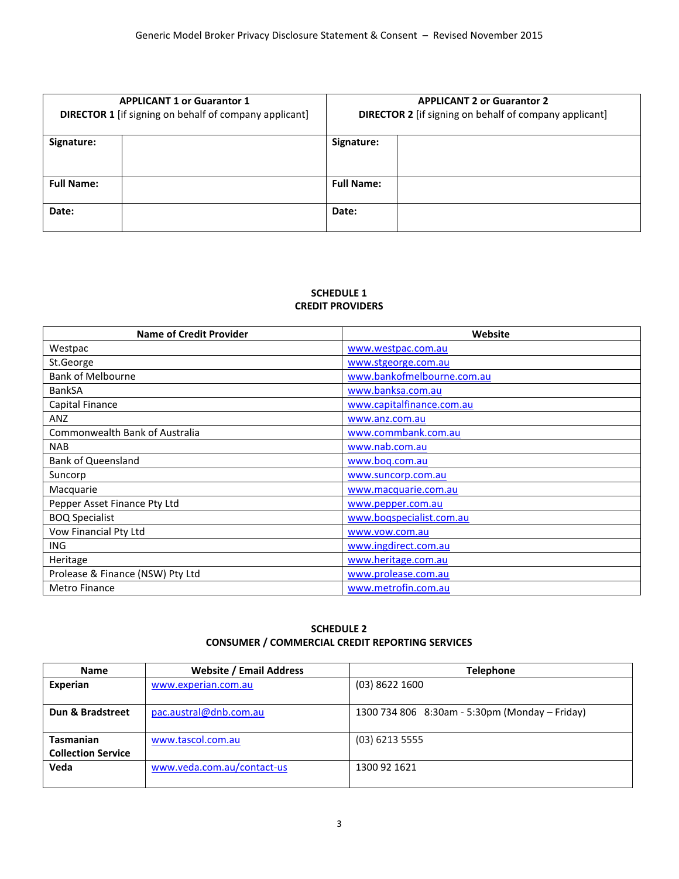| APPLICANT 1 or Guarantor 1<br>**DIRECTOR 1** [if signing on behalf of company applicant] | | APPLICANT 2 or Guarantor 2<br>**DIRECTOR 2** [if signing on behalf of company applicant] | |
|---|---|---|---|
| **Signature:** | | **Signature:** | |
| **Full Name:** | | **Full Name:** | |
| **Date:** | | **Date:** | |

## SCHEDULE 1
## CREDIT PROVIDERS

| Name of Credit Provider | Website |
|---|---|
| Westpac | www.westpac.com.au |
| St.George | www.stgeorge.com.au |
| Bank of Melbourne | www.bankofmelbourne.com.au |
| BankSA | www.banksa.com.au |
| Capital Finance | www.capitalfinance.com.au |
| ANZ | www.anz.com.au |
| Commonwealth Bank of Australia | www.commbank.com.au |
| NAB | www.nab.com.au |
| Bank of Queensland | www.boq.com.au |
| Suncorp | www.suncorp.com.au |
| Macquarie | www.macquarie.com.au |
| Pepper Asset Finance Pty Ltd | www.pepper.com.au |
| BOQ Specialist | www.boqspecialist.com.au |
| Vow Financial Pty Ltd | www.vow.com.au |
| ING | www.ingdirect.com.au |
| Heritage | www.heritage.com.au |
| Prolease & Finance (NSW) Pty Ltd | www.prolease.com.au |
| Metro Finance | www.metrofin.com.au |

## SCHEDULE 2
## CONSUMER / COMMERCIAL CREDIT REPORTING SERVICES

| Name | Website / Email Address | Telephone |
|---|---|---|
| **Experian** | www.experian.com.au | (03) 8622 1600 |
| **Dun & Bradstreet** | pac.austral@dnb.com.au | 1300 734 806 8:30am - 5:30pm (Monday – Friday) |
| **Tasmanian Collection Service** | www.tascol.com.au | (03) 6213 5555 |
| **Veda** | www.veda.com.au/contact-us | 1300 92 1621 |